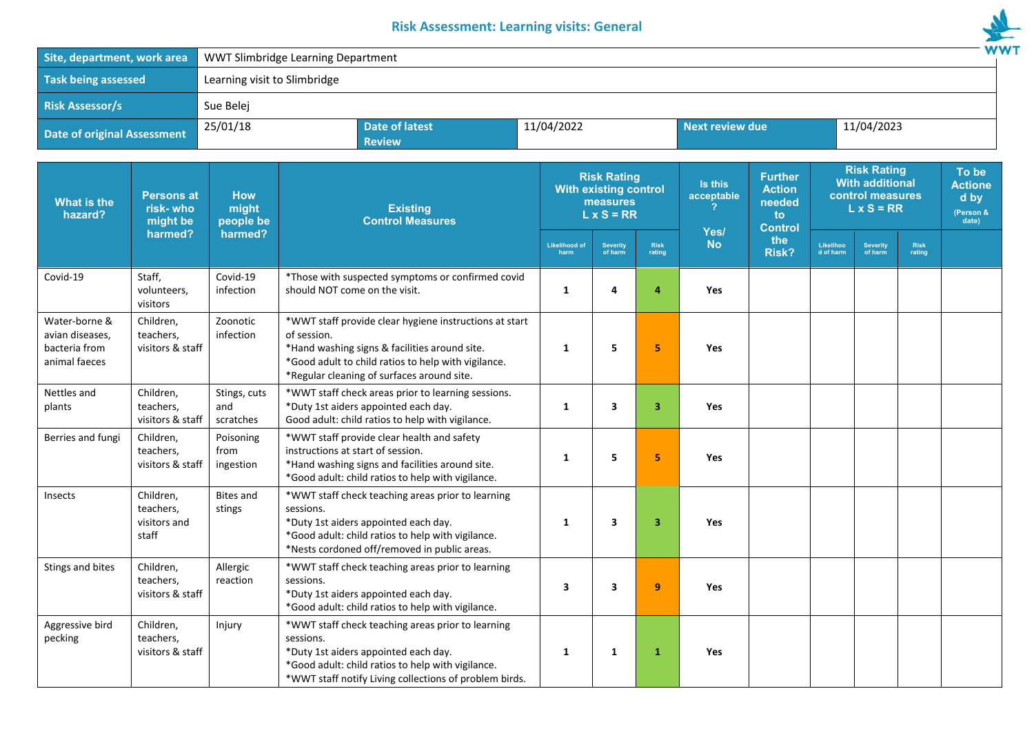# Risk Assessment: Learning visits: General

| Site, department, work area | WWT Slimbridge Learning Department | | | | |
|---|---|---|---|---|---|
| Task being assessed | Learning visit to Slimbridge | | | | |
| Risk Assessor/s | Sue Belej | | | | |
| Date of original Assessment | 25/01/18 | Date of latest Review | 11/04/2022 | Next review due | 11/04/2023 |

| What is the hazard? | Persons at risk- who might be harmed? | How might people be harmed? | Existing Control Measures | Risk Rating With existing control measures L x S = RR | | | Is this acceptable? Yes/ No | Further Action needed to Control the Risk? | Risk Rating With additional control measures L x S = RR | | | To be Actioned by (Person & date) |
|---|---|---|---|---|---|---|---|---|---|---|---|---|
| | | | | Likelihood of harm | Severity of harm | Risk rating | | | Likelihood of harm | Severity of harm | Risk rating | |
| Covid-19 | Staff, volunteers, visitors | Covid-19 infection | *Those with suspected symptoms or confirmed covid should NOT come on the visit. | 1 | 4 | 4 | Yes | | | | | |
| Water-borne & avian diseases, bacteria from animal faeces | Children, teachers, visitors & staff | Zoonotic infection | *WWT staff provide clear hygiene instructions at start of session.<br>*Hand washing signs & facilities around site.<br>*Good adult to child ratios to help with vigilance.<br>*Regular cleaning of surfaces around site. | 1 | 5 | 5 | Yes | | | | | |
| Nettles and plants | Children, teachers, visitors & staff | Stings, cuts and scratches | *WWT staff check areas prior to learning sessions.<br>*Duty 1st aiders appointed each day.<br>Good adult: child ratios to help with vigilance. | 1 | 3 | 3 | Yes | | | | | |
| Berries and fungi | Children, teachers, visitors & staff | Poisoning from ingestion | *WWT staff provide clear health and safety instructions at start of session.<br>*Hand washing signs and facilities around site.<br>*Good adult: child ratios to help with vigilance. | 1 | 5 | 5 | Yes | | | | | |
| Insects | Children, teachers, visitors and staff | Bites and stings | *WWT staff check teaching areas prior to learning sessions.<br>*Duty 1st aiders appointed each day.<br>*Good adult: child ratios to help with vigilance.<br>*Nests cordoned off/removed in public areas. | 1 | 3 | 3 | Yes | | | | | |
| Stings and bites | Children, teachers, visitors & staff | Allergic reaction | *WWT staff check teaching areas prior to learning sessions.<br>*Duty 1st aiders appointed each day.<br>*Good adult: child ratios to help with vigilance. | 3 | 3 | 9 | Yes | | | | | |
| Aggressive bird pecking | Children, teachers, visitors & staff | Injury | *WWT staff check teaching areas prior to learning sessions.<br>*Duty 1st aiders appointed each day.<br>*Good adult: child ratios to help with vigilance.<br>*WWT staff notify Living collections of problem birds. | 1 | 1 | 1 | Yes | | | | | |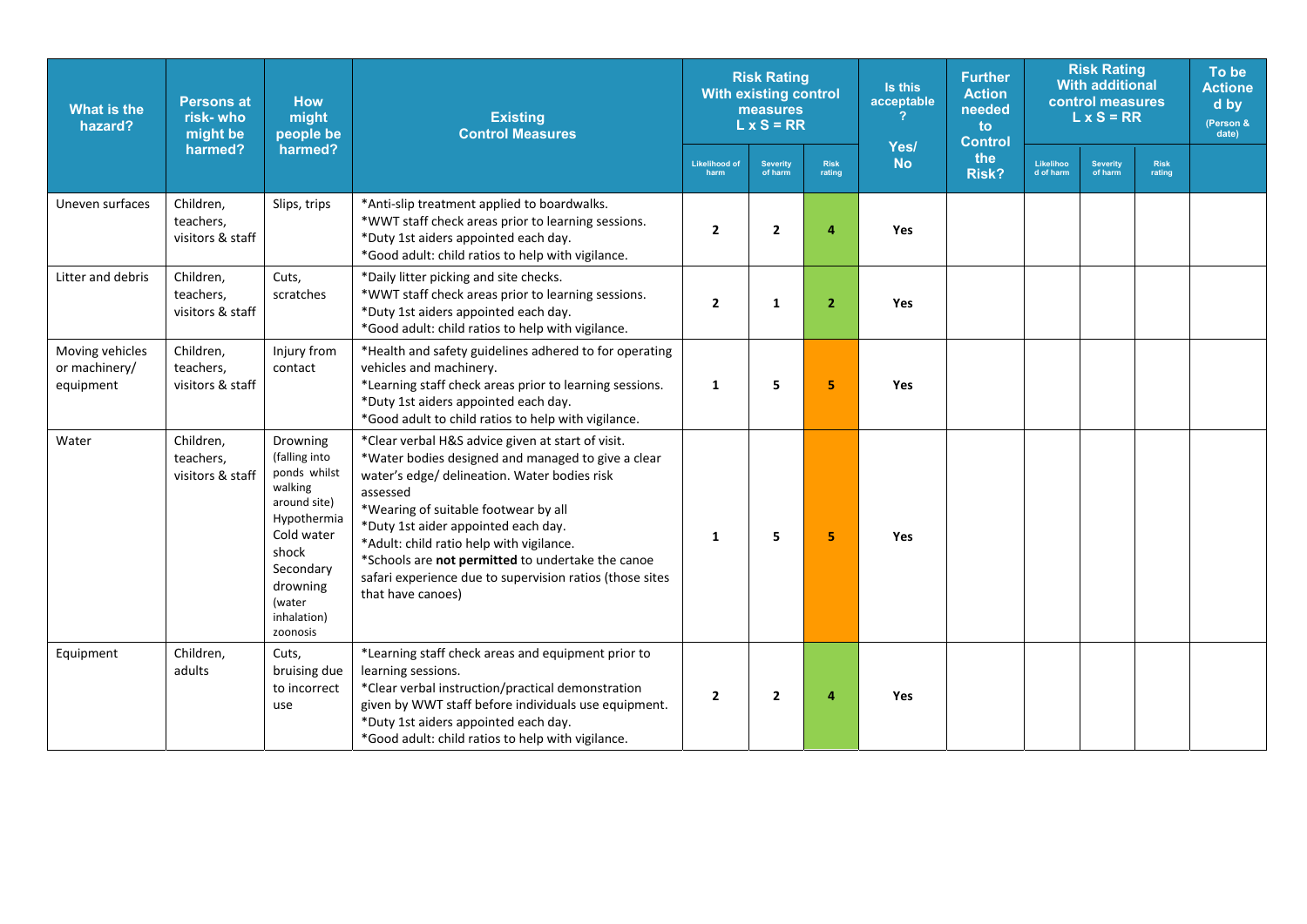| What is the hazard? | Persons at risk- who might be harmed? | How might people be harmed? | Existing Control Measures | Risk Rating With existing control measures L x S = RR | | | Is this acceptable? Yes/ No | Further Action needed to Control the Risk? | Risk Rating With additional control measures L x S = RR | | | To be Actioned by (Person & date) |
|---|---|---|---|---|---|---|---|---|---|---|---|---|
| | | | | Likelihood of harm | Severity of harm | Risk rating | | | Likelihood of harm | Severity of harm | Risk rating | |
| Uneven surfaces | Children, teachers, visitors & staff | Slips, trips | *Anti-slip treatment applied to boardwalks.<br>*WWT staff check areas prior to learning sessions.<br>*Duty 1st aiders appointed each day.<br>*Good adult: child ratios to help with vigilance. | **2** | **2** | **4** | **Yes** | | | | | |
| Litter and debris | Children, teachers, visitors & staff | Cuts, scratches | *Daily litter picking and site checks.<br>*WWT staff check areas prior to learning sessions.<br>*Duty 1st aiders appointed each day.<br>*Good adult: child ratios to help with vigilance. | **2** | **1** | **2** | **Yes** | | | | | |
| Moving vehicles or machinery/ equipment | Children, teachers, visitors & staff | Injury from contact | *Health and safety guidelines adhered to for operating vehicles and machinery.<br>*Learning staff check areas prior to learning sessions.<br>*Duty 1st aiders appointed each day.<br>*Good adult to child ratios to help with vigilance. | **1** | **5** | **5** | **Yes** | | | | | |
| Water | Children, teachers, visitors & staff | Drowning (falling into ponds whilst walking around site)<br>Hypothermia<br>Cold water shock<br>Secondary drowning (water inhalation)<br>zoonosis | *Clear verbal H&S advice given at start of visit.<br>*Water bodies designed and managed to give a clear water's edge/ delineation. Water bodies risk assessed<br>*Wearing of suitable footwear by all<br>*Duty 1st aider appointed each day.<br>*Adult: child ratio help with vigilance.<br>*Schools are **not permitted** to undertake the canoe safari experience due to supervision ratios (those sites that have canoes) | **1** | **5** | **5** | **Yes** | | | | | |
| Equipment | Children, adults | Cuts, bruising due to incorrect use | *Learning staff check areas and equipment prior to learning sessions.<br>*Clear verbal instruction/practical demonstration given by WWT staff before individuals use equipment.<br>*Duty 1st aiders appointed each day.<br>*Good adult: child ratios to help with vigilance. | **2** | **2** | **4** | **Yes** | | | | | |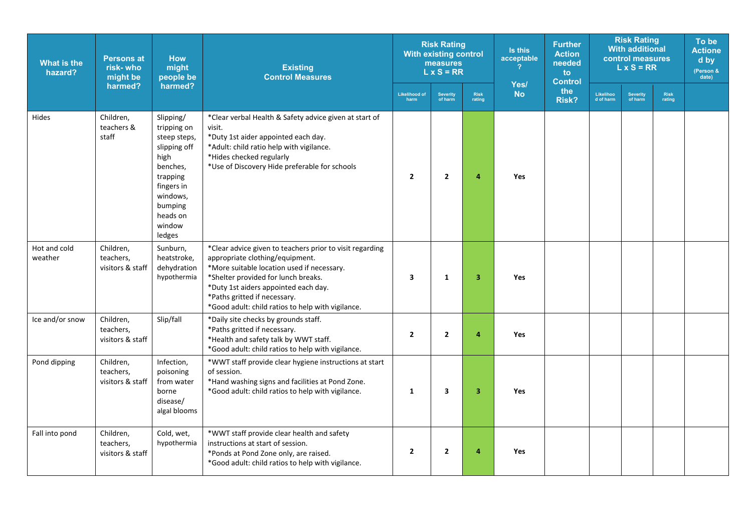| What is the hazard? | Persons at risk- who might be harmed? | How might people be harmed? | Existing Control Measures | Risk Rating With existing control measures L x S = RR | | | Is this acceptable ? Yes/ No | Further Action needed to Control the Risk? | Risk Rating With additional control measures L x S = RR | | | To be Actioned by (Person & date) |
|---|---|---|---|---|---|---|---|---|---|---|---|---|
| | | | | Likelihood of harm | Severity of harm | Risk rating | | | Likelihood of harm | Severity of harm | Risk rating | |
| Hides | Children, teachers & staff | Slipping/ tripping on steep steps, slipping off high benches, trapping fingers in windows, bumping heads on window ledges | *Clear verbal Health & Safety advice given at start of visit.<br>*Duty 1st aider appointed each day.<br>*Adult: child ratio help with vigilance.<br>*Hides checked regularly<br>*Use of Discovery Hide preferable for schools | 2 | 2 | 4 | Yes | | | | | |
| Hot and cold weather | Children, teachers, visitors & staff | Sunburn, heatstroke, dehydration hypothermia | *Clear advice given to teachers prior to visit regarding appropriate clothing/equipment.<br>*More suitable location used if necessary.<br>*Shelter provided for lunch breaks.<br>*Duty 1st aiders appointed each day.<br>*Paths gritted if necessary.<br>*Good adult: child ratios to help with vigilance. | 3 | 1 | 3 | Yes | | | | | |
| Ice and/or snow | Children, teachers, visitors & staff | Slip/fall | *Daily site checks by grounds staff.<br>*Paths gritted if necessary.<br>*Health and safety talk by WWT staff.<br>*Good adult: child ratios to help with vigilance. | 2 | 2 | 4 | Yes | | | | | |
| Pond dipping | Children, teachers, visitors & staff | Infection, poisoning from water borne disease/ algal blooms | *WWT staff provide clear hygiene instructions at start of session.<br>*Hand washing signs and facilities at Pond Zone.<br>*Good adult: child ratios to help with vigilance. | 1 | 3 | 3 | Yes | | | | | |
| Fall into pond | Children, teachers, visitors & staff | Cold, wet, hypothermia | *WWT staff provide clear health and safety instructions at start of session.<br>*Ponds at Pond Zone only, are raised.<br>*Good adult: child ratios to help with vigilance. | 2 | 2 | 4 | Yes | | | | | |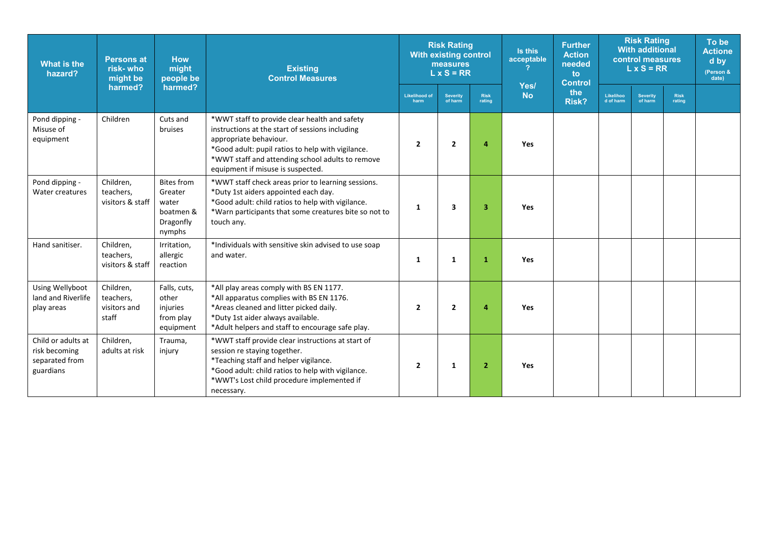| What is the hazard? | Persons at risk- who might be harmed? | How might people be harmed? | Existing Control Measures | Risk Rating With existing control measures L x S = RR | | | Is this acceptable? Yes/ No | Further Action needed to Control the Risk? | Risk Rating With additional control measures L x S = RR | | | To be Actioned by (Person & date) |
|---|---|---|---|---|---|---|---|---|---|---|---|---|
| | | | | Likelihood of harm | Severity of harm | Risk rating | | | Likelihood of harm | Severity of harm | Risk rating | |
| Pond dipping - Misuse of equipment | Children | Cuts and bruises | *WWT staff to provide clear health and safety instructions at the start of sessions including appropriate behaviour.<br>*Good adult: pupil ratios to help with vigilance.<br>*WWT staff and attending school adults to remove equipment if misuse is suspected. | 2 | 2 | 4 | Yes | | | | | |
| Pond dipping - Water creatures | Children, teachers, visitors & staff | Bites from Greater water boatmen & Dragonfly nymphs | *WWT staff check areas prior to learning sessions.<br>*Duty 1st aiders appointed each day.<br>*Good adult: child ratios to help with vigilance.<br>*Warn participants that some creatures bite so not to touch any. | 1 | 3 | 3 | Yes | | | | | |
| Hand sanitiser. | Children, teachers, visitors & staff | Irritation, allergic reaction | *Individuals with sensitive skin advised to use soap and water. | 1 | 1 | 1 | Yes | | | | | |
| Using Wellyboot land and Riverlife play areas | Children, teachers, visitors and staff | Falls, cuts, other injuries from play equipment | *All play areas comply with BS EN 1177.<br>*All apparatus complies with BS EN 1176.<br>*Areas cleaned and litter picked daily.<br>*Duty 1st aider always available.<br>*Adult helpers and staff to encourage safe play. | 2 | 2 | 4 | Yes | | | | | |
| Child or adults at risk becoming separated from guardians | Children, adults at risk | Trauma, injury | *WWT staff provide clear instructions at start of session re staying together.<br>*Teaching staff and helper vigilance.<br>*Good adult: child ratios to help with vigilance.<br>*WWT's Lost child procedure implemented if necessary. | 2 | 1 | 2 | Yes | | | | | |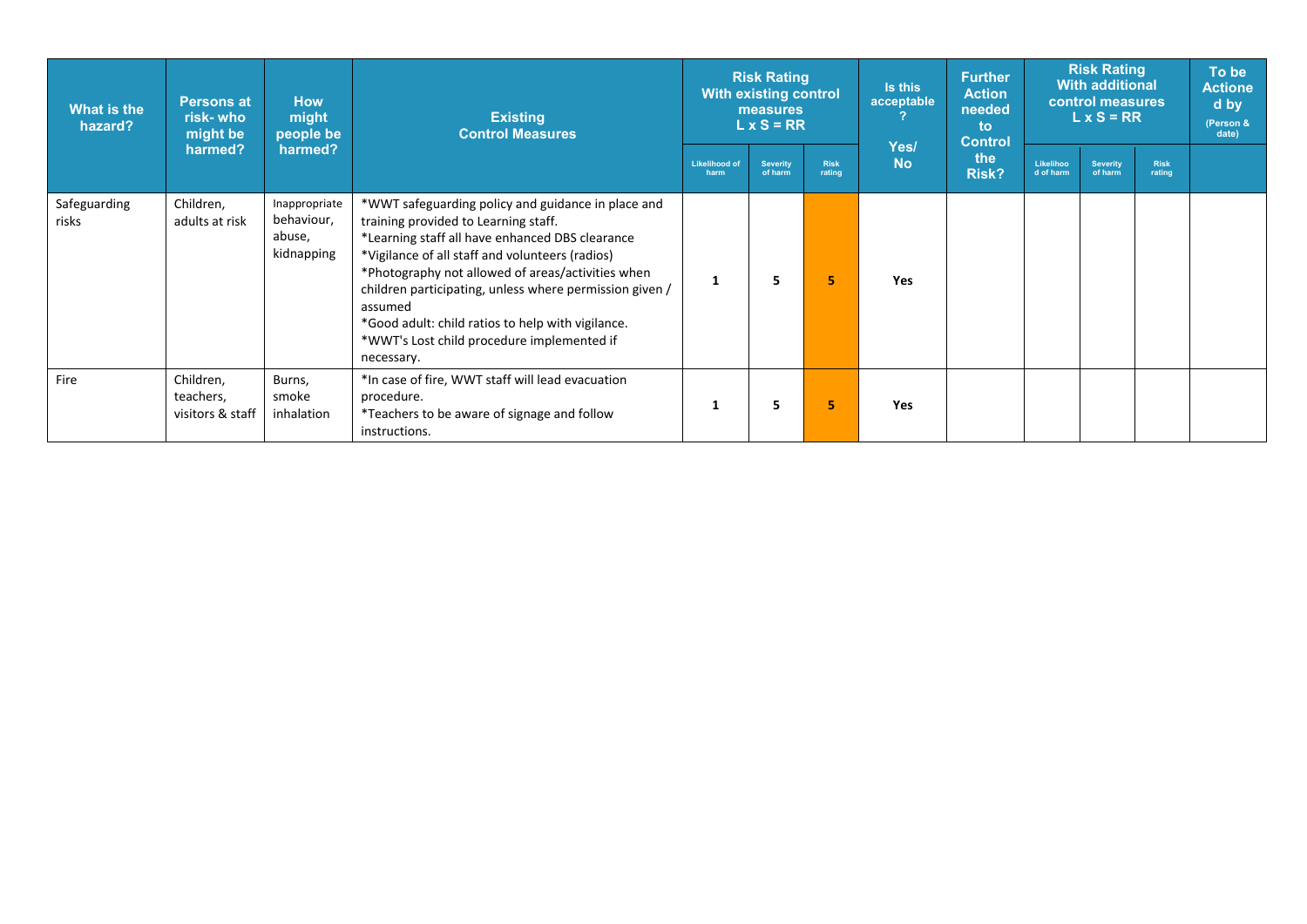| What is the hazard? | Persons at risk- who might be harmed? | How might people be harmed? | Existing Control Measures | Risk Rating With existing control measures L x S = RR | | | Is this acceptable? Yes/ No | Further Action needed to Control the Risk? | Risk Rating With additional control measures L x S = RR | | | To be Actioned by (Person & date) |
|---|---|---|---|---|---|---|---|---|---|---|---|---|
| | | | | Likelihood of harm | Severity of harm | Risk rating | | | Likelihood of harm | Severity of harm | Risk rating | |
| Safeguarding risks | Children, adults at risk | Inappropriate behaviour, abuse, kidnapping | *WWT safeguarding policy and guidance in place and training provided to Learning staff.<br>*Learning staff all have enhanced DBS clearance<br>*Vigilance of all staff and volunteers (radios)<br>*Photography not allowed of areas/activities when children participating, unless where permission given / assumed<br>*Good adult: child ratios to help with vigilance.<br>*WWT's Lost child procedure implemented if necessary. | 1 | 5 | 5 | Yes | | | | | |
| Fire | Children, teachers, visitors & staff | Burns, smoke inhalation | *In case of fire, WWT staff will lead evacuation procedure.<br>*Teachers to be aware of signage and follow instructions. | 1 | 5 | 5 | Yes | | | | | |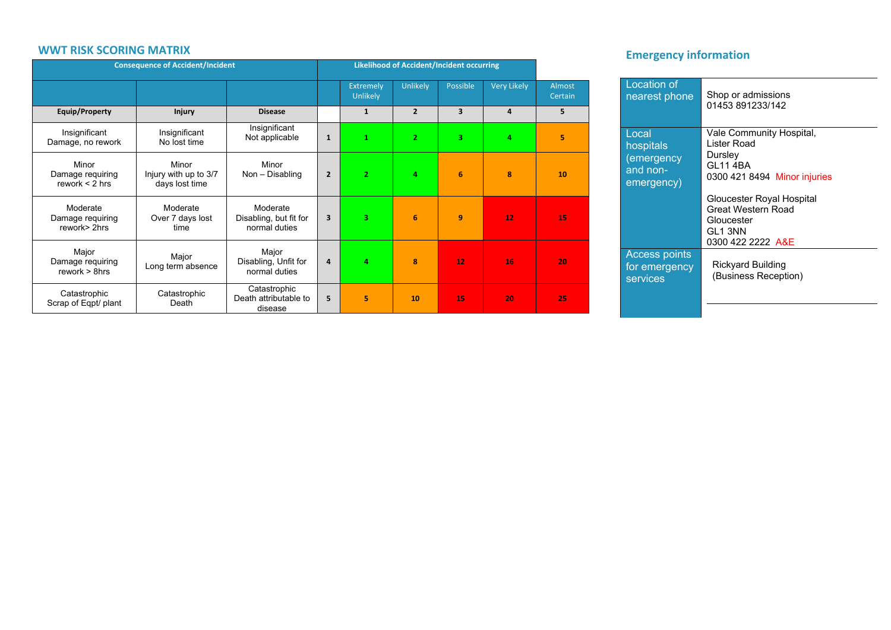## WWT RISK SCORING MATRIX

| Consequence of Accident/Incident | | | | Likelihood of Accident/Incident occurring | | | | |
|---|---|---|---|---|---|---|---|---|
| | | | | Extremely Unlikely | Unlikely | Possible | Very Likely | Almost Certain |
| **Equip/Property** | **Injury** | **Disease** | | **1** | **2** | **3** | **4** | **5** |
| Insignificant Damage, no rework | Insignificant No lost time | Insignificant Not applicable | **1** | 1 | 2 | 3 | 4 | 5 |
| Minor Damage requiring rework < 2 hrs | Minor Injury with up to 3/7 days lost time | Minor Non – Disabling | **2** | 2 | 4 | 6 | 8 | 10 |
| Moderate Damage requiring rework> 2hrs | Moderate Over 7 days lost time | Moderate Disabling, but fit for normal duties | **3** | 3 | 6 | 9 | 12 | 15 |
| Major Damage requiring rework > 8hrs | Major Long term absence | Major Disabling, Unfit for normal duties | **4** | 4 | 8 | 12 | 16 | 20 |
| Catastrophic Scrap of Eqpt/ plant | Catastrophic Death | Catastrophic Death attributable to disease | **5** | 5 | 10 | 15 | 20 | 25 |

## Emergency information

| | |
|---|---|
| Location of nearest phone | Shop or admissions 01453 891233/142 |
| Local hospitals (emergency and non-emergency) | Vale Community Hospital, Lister Road Dursley GL11 4BA 0300 421 8494 Minor injuries<br><br>Gloucester Royal Hospital Great Western Road Gloucester GL1 3NN 0300 422 2222 A&E |
| Access points for emergency services | Rickyard Building (Business Reception) |